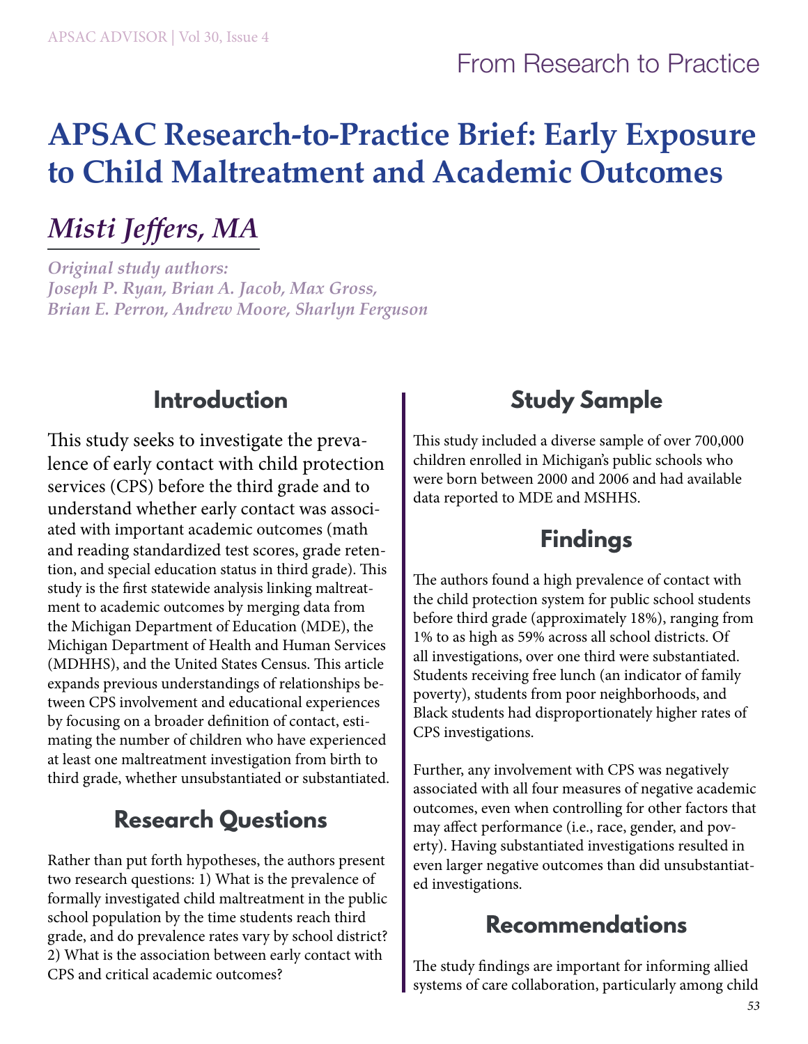# APSAC Research-to-Practice Brief: Early Exposure to Child Maltreatment and Academic Outcomes

## *Misti Jeffers, MA*

***Original study authors:***
***Joseph P. Ryan, Brian A. Jacob, Max Gross, Brian E. Perron, Andrew Moore, Sharlyn Ferguson***

## Introduction

This study seeks to investigate the prevalence of early contact with child protection services (CPS) before the third grade and to understand whether early contact was associated with important academic outcomes (math and reading standardized test scores, grade retention, and special education status in third grade). This study is the first statewide analysis linking maltreatment to academic outcomes by merging data from the Michigan Department of Education (MDE), the Michigan Department of Health and Human Services (MDHHS), and the United States Census. This article expands previous understandings of relationships between CPS involvement and educational experiences by focusing on a broader definition of contact, estimating the number of children who have experienced at least one maltreatment investigation from birth to third grade, whether unsubstantiated or substantiated.

## Research Questions

Rather than put forth hypotheses, the authors present two research questions: 1) What is the prevalence of formally investigated child maltreatment in the public school population by the time students reach third grade, and do prevalence rates vary by school district? 2) What is the association between early contact with CPS and critical academic outcomes?

## Study Sample

This study included a diverse sample of over 700,000 children enrolled in Michigan's public schools who were born between 2000 and 2006 and had available data reported to MDE and MSHHS.

## Findings

The authors found a high prevalence of contact with the child protection system for public school students before third grade (approximately 18%), ranging from 1% to as high as 59% across all school districts. Of all investigations, over one third were substantiated. Students receiving free lunch (an indicator of family poverty), students from poor neighborhoods, and Black students had disproportionately higher rates of CPS investigations.

Further, any involvement with CPS was negatively associated with all four measures of negative academic outcomes, even when controlling for other factors that may affect performance (i.e., race, gender, and poverty). Having substantiated investigations resulted in even larger negative outcomes than did unsubstantiated investigations.

## Recommendations

The study findings are important for informing allied systems of care collaboration, particularly among child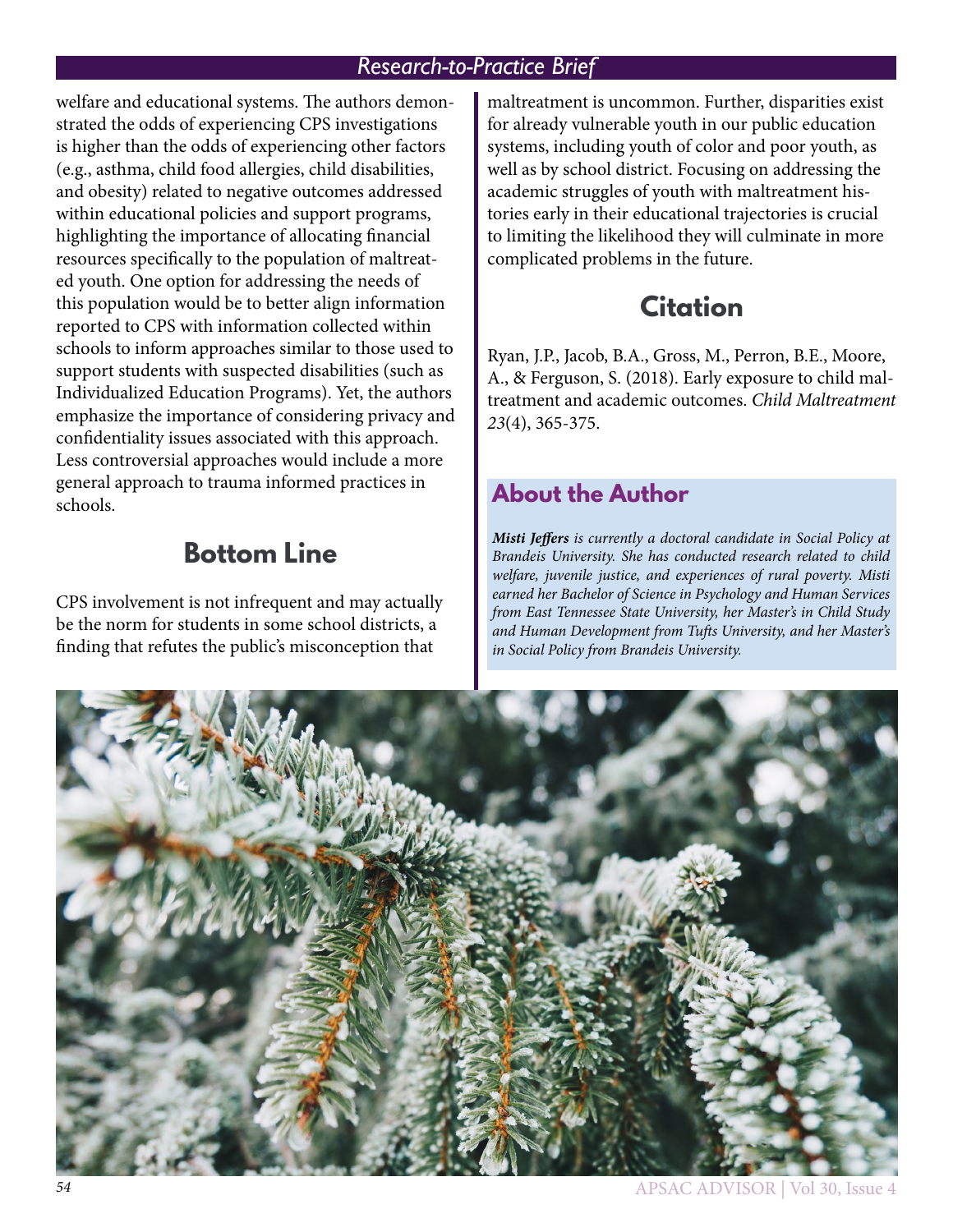welfare and educational systems. The authors demonstrated the odds of experiencing CPS investigations is higher than the odds of experiencing other factors (e.g., asthma, child food allergies, child disabilities, and obesity) related to negative outcomes addressed within educational policies and support programs, highlighting the importance of allocating financial resources specifically to the population of maltreated youth. One option for addressing the needs of this population would be to better align information reported to CPS with information collected within schools to inform approaches similar to those used to support students with suspected disabilities (such as Individualized Education Programs). Yet, the authors emphasize the importance of considering privacy and confidentiality issues associated with this approach. Less controversial approaches would include a more general approach to trauma informed practices in schools.

## Bottom Line

CPS involvement is not infrequent and may actually be the norm for students in some school districts, a finding that refutes the public's misconception that maltreatment is uncommon. Further, disparities exist for already vulnerable youth in our public education systems, including youth of color and poor youth, as well as by school district. Focusing on addressing the academic struggles of youth with maltreatment histories early in their educational trajectories is crucial to limiting the likelihood they will culminate in more complicated problems in the future.

## Citation

Ryan, J.P., Jacob, B.A., Gross, M., Perron, B.E., Moore, A., & Ferguson, S. (2018). Early exposure to child maltreatment and academic outcomes. *Child Maltreatment 23*(4), 365-375.

### About the Author

***Misti Jeffers*** *is currently a doctoral candidate in Social Policy at Brandeis University. She has conducted research related to child welfare, juvenile justice, and experiences of rural poverty. Misti earned her Bachelor of Science in Psychology and Human Services from East Tennessee State University, her Master's in Child Study and Human Development from Tufts University, and her Master's in Social Policy from Brandeis University.*